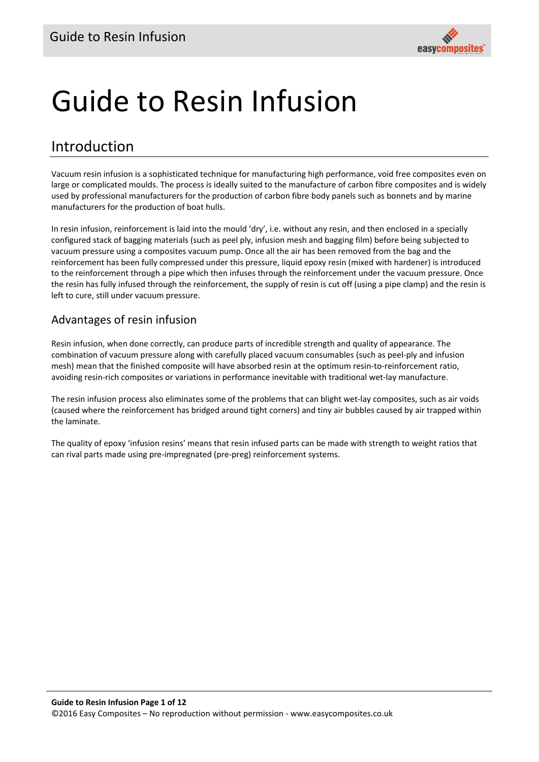# Guide to Resin Infusion

## Introduction

Vacuum resin infusion is a sophisticated technique for manufacturing high performance, void free composites even on large or complicated moulds. The process is ideally suited to the manufacture of carbon fibre composites and is widely used by professional manufacturers for the production of carbon fibre body panels such as bonnets and by marine manufacturers for the production of boat hulls.

In resin infusion, reinforcement is laid into the mould 'dry', i.e. without any resin, and then enclosed in a specially configured stack of bagging materials (such as peel ply, infusion mesh and bagging film) before being subjected to vacuum pressure using a composites vacuum pump. Once all the air has been removed from the bag and the reinforcement has been fully compressed under this pressure, liquid epoxy resin (mixed with hardener) is introduced to the reinforcement through a pipe which then infuses through the reinforcement under the vacuum pressure. Once the resin has fully infused through the reinforcement, the supply of resin is cut off (using a pipe clamp) and the resin is left to cure, still under vacuum pressure.

### Advantages of resin infusion

Resin infusion, when done correctly, can produce parts of incredible strength and quality of appearance. The combination of vacuum pressure along with carefully placed vacuum consumables (such as peel-ply and infusion mesh) mean that the finished composite will have absorbed resin at the optimum resin-to-reinforcement ratio, avoiding resin-rich composites or variations in performance inevitable with traditional wet-lay manufacture.

The resin infusion process also eliminates some of the problems that can blight wet-lay composites, such as air voids (caused where the reinforcement has bridged around tight corners) and tiny air bubbles caused by air trapped within the laminate.

The quality of epoxy 'infusion resins' means that resin infused parts can be made with strength to weight ratios that can rival parts made using pre-impregnated (pre-preg) reinforcement systems.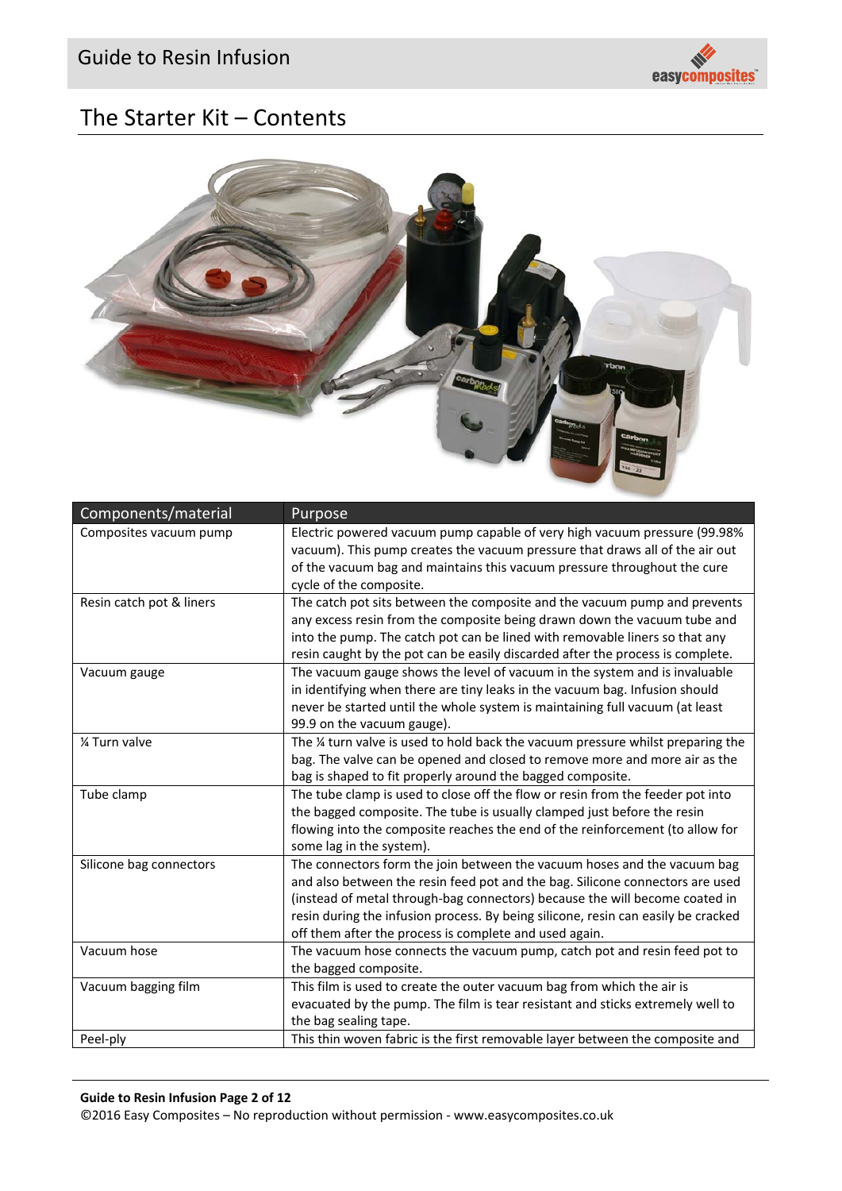## The Starter Kit – Contents

| Components/material | Purpose |
|---|---|
| Composites vacuum pump | Electric powered vacuum pump capable of very high vacuum pressure (99.98% vacuum). This pump creates the vacuum pressure that draws all of the air out of the vacuum bag and maintains this vacuum pressure throughout the cure cycle of the composite. |
| Resin catch pot & liners | The catch pot sits between the composite and the vacuum pump and prevents any excess resin from the composite being drawn down the vacuum tube and into the pump. The catch pot can be lined with removable liners so that any resin caught by the pot can be easily discarded after the process is complete. |
| Vacuum gauge | The vacuum gauge shows the level of vacuum in the system and is invaluable in identifying when there are tiny leaks in the vacuum bag. Infusion should never be started until the whole system is maintaining full vacuum (at least 99.9 on the vacuum gauge). |
| ¼ Turn valve | The ¼ turn valve is used to hold back the vacuum pressure whilst preparing the bag. The valve can be opened and closed to remove more and more air as the bag is shaped to fit properly around the bagged composite. |
| Tube clamp | The tube clamp is used to close off the flow or resin from the feeder pot into the bagged composite. The tube is usually clamped just before the resin flowing into the composite reaches the end of the reinforcement (to allow for some lag in the system). |
| Silicone bag connectors | The connectors form the join between the vacuum hoses and the vacuum bag and also between the resin feed pot and the bag. Silicone connectors are used (instead of metal through-bag connectors) because the will become coated in resin during the infusion process. By being silicone, resin can easily be cracked off them after the process is complete and used again. |
| Vacuum hose | The vacuum hose connects the vacuum pump, catch pot and resin feed pot to the bagged composite. |
| Vacuum bagging film | This film is used to create the outer vacuum bag from which the air is evacuated by the pump. The film is tear resistant and sticks extremely well to the bag sealing tape. |
| Peel-ply | This thin woven fabric is the first removable layer between the composite and |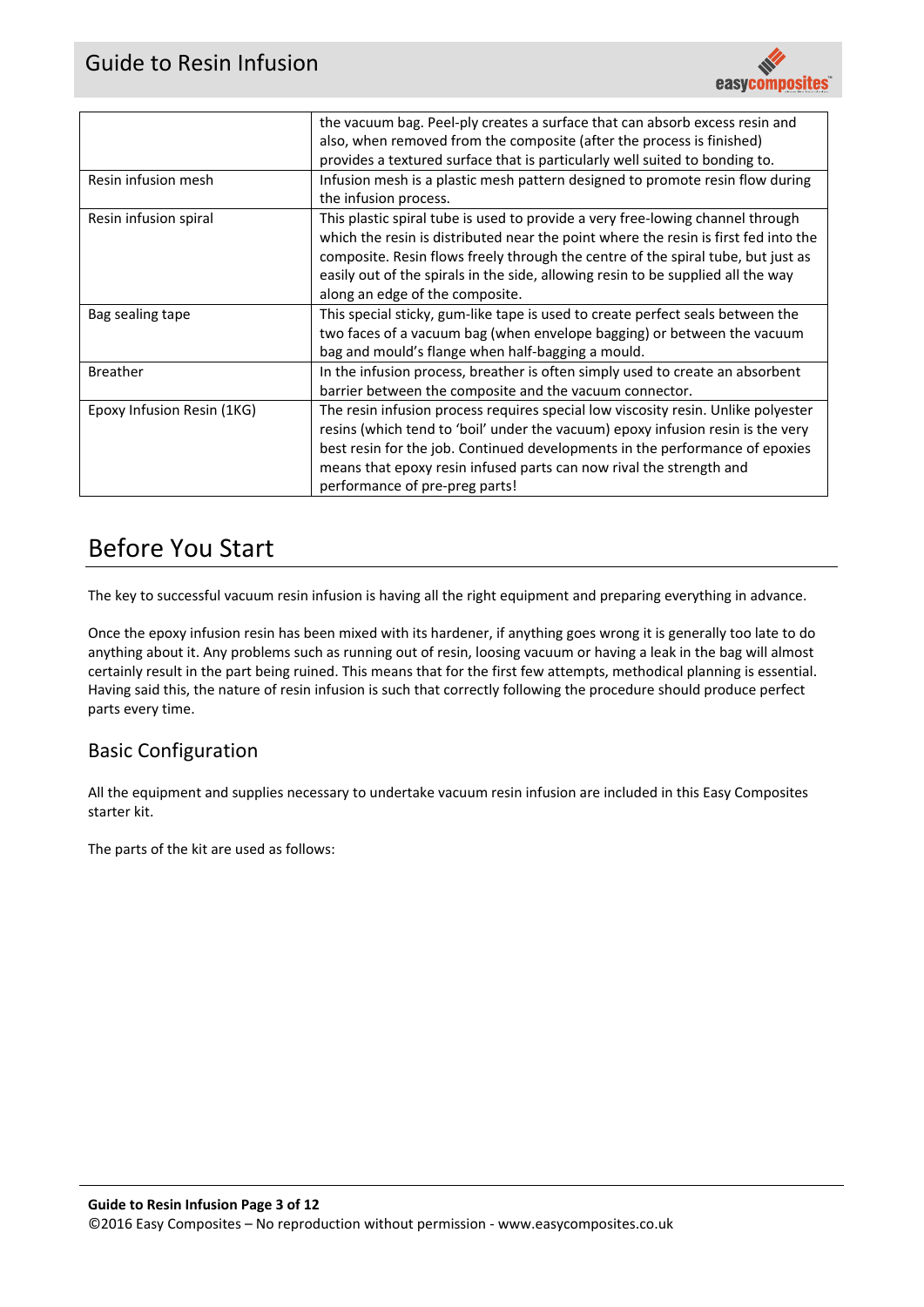| | |
|---|---|
| | the vacuum bag. Peel-ply creates a surface that can absorb excess resin and also, when removed from the composite (after the process is finished) provides a textured surface that is particularly well suited to bonding to. |
| Resin infusion mesh | Infusion mesh is a plastic mesh pattern designed to promote resin flow during the infusion process. |
| Resin infusion spiral | This plastic spiral tube is used to provide a very free-lowing channel through which the resin is distributed near the point where the resin is first fed into the composite. Resin flows freely through the centre of the spiral tube, but just as easily out of the spirals in the side, allowing resin to be supplied all the way along an edge of the composite. |
| Bag sealing tape | This special sticky, gum-like tape is used to create perfect seals between the two faces of a vacuum bag (when envelope bagging) or between the vacuum bag and mould's flange when half-bagging a mould. |
| Breather | In the infusion process, breather is often simply used to create an absorbent barrier between the composite and the vacuum connector. |
| Epoxy Infusion Resin (1KG) | The resin infusion process requires special low viscosity resin. Unlike polyester resins (which tend to 'boil' under the vacuum) epoxy infusion resin is the very best resin for the job. Continued developments in the performance of epoxies means that epoxy resin infused parts can now rival the strength and performance of pre-preg parts! |

# Before You Start

The key to successful vacuum resin infusion is having all the right equipment and preparing everything in advance.

Once the epoxy infusion resin has been mixed with its hardener, if anything goes wrong it is generally too late to do anything about it. Any problems such as running out of resin, loosing vacuum or having a leak in the bag will almost certainly result in the part being ruined. This means that for the first few attempts, methodical planning is essential. Having said this, the nature of resin infusion is such that correctly following the procedure should produce perfect parts every time.

## Basic Configuration

All the equipment and supplies necessary to undertake vacuum resin infusion are included in this Easy Composites starter kit.

The parts of the kit are used as follows: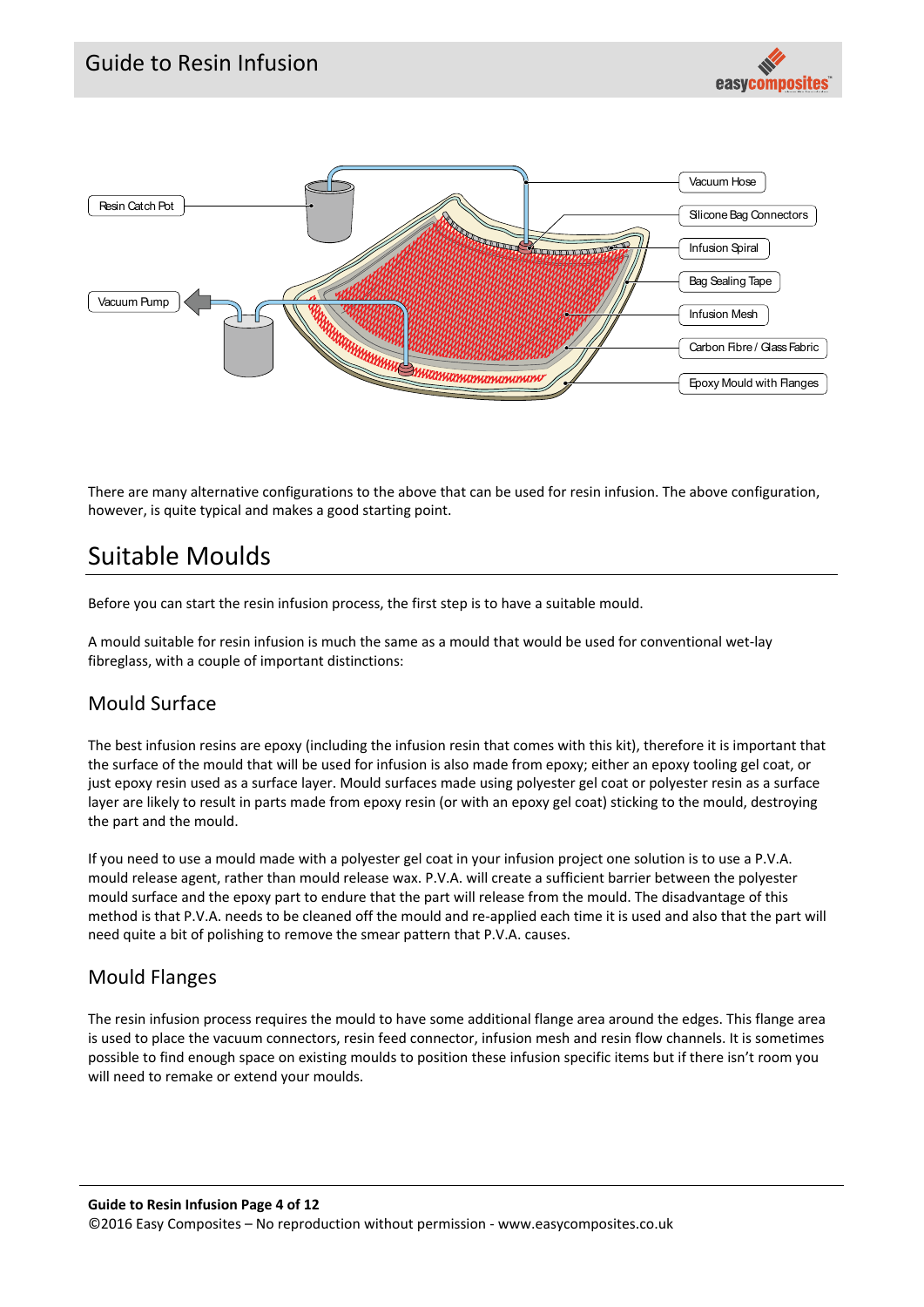There are many alternative configurations to the above that can be used for resin infusion. The above configuration, however, is quite typical and makes a good starting point.

## Suitable Moulds

Before you can start the resin infusion process, the first step is to have a suitable mould.

A mould suitable for resin infusion is much the same as a mould that would be used for conventional wet-lay fibreglass, with a couple of important distinctions:

### Mould Surface

The best infusion resins are epoxy (including the infusion resin that comes with this kit), therefore it is important that the surface of the mould that will be used for infusion is also made from epoxy; either an epoxy tooling gel coat, or just epoxy resin used as a surface layer. Mould surfaces made using polyester gel coat or polyester resin as a surface layer are likely to result in parts made from epoxy resin (or with an epoxy gel coat) sticking to the mould, destroying the part and the mould.

If you need to use a mould made with a polyester gel coat in your infusion project one solution is to use a P.V.A. mould release agent, rather than mould release wax. P.V.A. will create a sufficient barrier between the polyester mould surface and the epoxy part to endure that the part will release from the mould. The disadvantage of this method is that P.V.A. needs to be cleaned off the mould and re-applied each time it is used and also that the part will need quite a bit of polishing to remove the smear pattern that P.V.A. causes.

### Mould Flanges

The resin infusion process requires the mould to have some additional flange area around the edges. This flange area is used to place the vacuum connectors, resin feed connector, infusion mesh and resin flow channels. It is sometimes possible to find enough space on existing moulds to position these infusion specific items but if there isn't room you will need to remake or extend your moulds.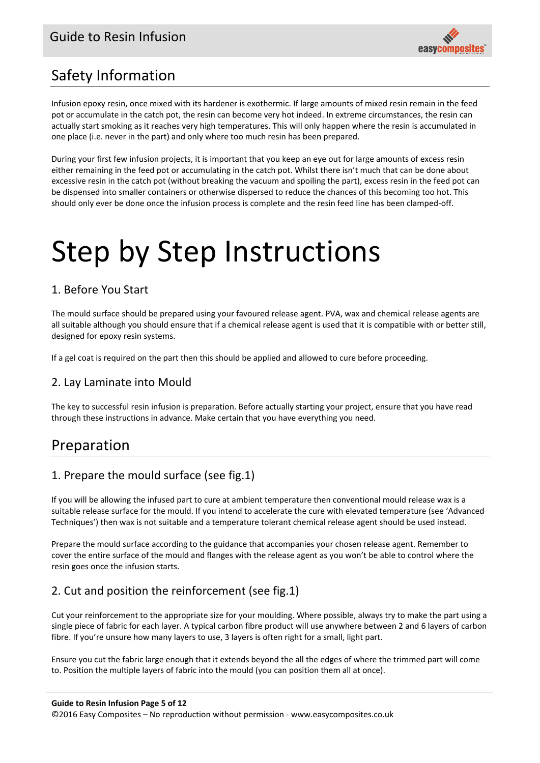## Safety Information

Infusion epoxy resin, once mixed with its hardener is exothermic. If large amounts of mixed resin remain in the feed pot or accumulate in the catch pot, the resin can become very hot indeed. In extreme circumstances, the resin can actually start smoking as it reaches very high temperatures. This will only happen where the resin is accumulated in one place (i.e. never in the part) and only where too much resin has been prepared.

During your first few infusion projects, it is important that you keep an eye out for large amounts of excess resin either remaining in the feed pot or accumulating in the catch pot. Whilst there isn't much that can be done about excessive resin in the catch pot (without breaking the vacuum and spoiling the part), excess resin in the feed pot can be dispensed into smaller containers or otherwise dispersed to reduce the chances of this becoming too hot. This should only ever be done once the infusion process is complete and the resin feed line has been clamped-off.

# Step by Step Instructions

### 1. Before You Start

The mould surface should be prepared using your favoured release agent. PVA, wax and chemical release agents are all suitable although you should ensure that if a chemical release agent is used that it is compatible with or better still, designed for epoxy resin systems.

If a gel coat is required on the part then this should be applied and allowed to cure before proceeding.

### 2. Lay Laminate into Mould

The key to successful resin infusion is preparation. Before actually starting your project, ensure that you have read through these instructions in advance. Make certain that you have everything you need.

## Preparation

### 1. Prepare the mould surface (see fig.1)

If you will be allowing the infused part to cure at ambient temperature then conventional mould release wax is a suitable release surface for the mould. If you intend to accelerate the cure with elevated temperature (see 'Advanced Techniques') then wax is not suitable and a temperature tolerant chemical release agent should be used instead.

Prepare the mould surface according to the guidance that accompanies your chosen release agent. Remember to cover the entire surface of the mould and flanges with the release agent as you won't be able to control where the resin goes once the infusion starts.

### 2. Cut and position the reinforcement (see fig.1)

Cut your reinforcement to the appropriate size for your moulding. Where possible, always try to make the part using a single piece of fabric for each layer. A typical carbon fibre product will use anywhere between 2 and 6 layers of carbon fibre. If you're unsure how many layers to use, 3 layers is often right for a small, light part.

Ensure you cut the fabric large enough that it extends beyond the all the edges of where the trimmed part will come to. Position the multiple layers of fabric into the mould (you can position them all at once).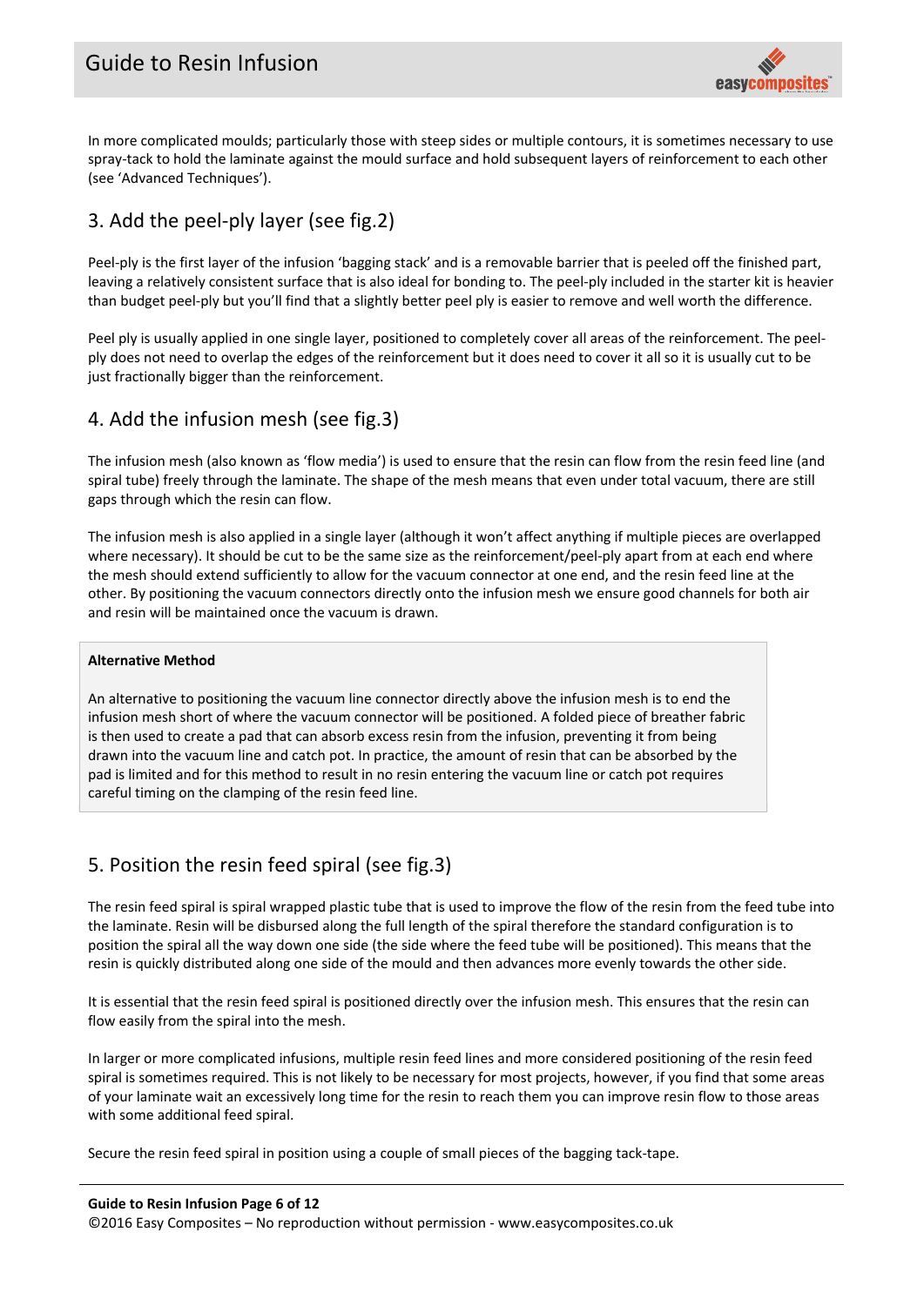In more complicated moulds; particularly those with steep sides or multiple contours, it is sometimes necessary to use spray-tack to hold the laminate against the mould surface and hold subsequent layers of reinforcement to each other (see 'Advanced Techniques').

## 3. Add the peel-ply layer (see fig.2)

Peel-ply is the first layer of the infusion 'bagging stack' and is a removable barrier that is peeled off the finished part, leaving a relatively consistent surface that is also ideal for bonding to. The peel-ply included in the starter kit is heavier than budget peel-ply but you'll find that a slightly better peel ply is easier to remove and well worth the difference.

Peel ply is usually applied in one single layer, positioned to completely cover all areas of the reinforcement. The peel-ply does not need to overlap the edges of the reinforcement but it does need to cover it all so it is usually cut to be just fractionally bigger than the reinforcement.

## 4. Add the infusion mesh (see fig.3)

The infusion mesh (also known as 'flow media') is used to ensure that the resin can flow from the resin feed line (and spiral tube) freely through the laminate. The shape of the mesh means that even under total vacuum, there are still gaps through which the resin can flow.

The infusion mesh is also applied in a single layer (although it won't affect anything if multiple pieces are overlapped where necessary). It should be cut to be the same size as the reinforcement/peel-ply apart from at each end where the mesh should extend sufficiently to allow for the vacuum connector at one end, and the resin feed line at the other. By positioning the vacuum connectors directly onto the infusion mesh we ensure good channels for both air and resin will be maintained once the vacuum is drawn.

**Alternative Method**

An alternative to positioning the vacuum line connector directly above the infusion mesh is to end the infusion mesh short of where the vacuum connector will be positioned. A folded piece of breather fabric is then used to create a pad that can absorb excess resin from the infusion, preventing it from being drawn into the vacuum line and catch pot. In practice, the amount of resin that can be absorbed by the pad is limited and for this method to result in no resin entering the vacuum line or catch pot requires careful timing on the clamping of the resin feed line.

## 5. Position the resin feed spiral (see fig.3)

The resin feed spiral is spiral wrapped plastic tube that is used to improve the flow of the resin from the feed tube into the laminate. Resin will be disbursed along the full length of the spiral therefore the standard configuration is to position the spiral all the way down one side (the side where the feed tube will be positioned). This means that the resin is quickly distributed along one side of the mould and then advances more evenly towards the other side.

It is essential that the resin feed spiral is positioned directly over the infusion mesh. This ensures that the resin can flow easily from the spiral into the mesh.

In larger or more complicated infusions, multiple resin feed lines and more considered positioning of the resin feed spiral is sometimes required. This is not likely to be necessary for most projects, however, if you find that some areas of your laminate wait an excessively long time for the resin to reach them you can improve resin flow to those areas with some additional feed spiral.

Secure the resin feed spiral in position using a couple of small pieces of the bagging tack-tape.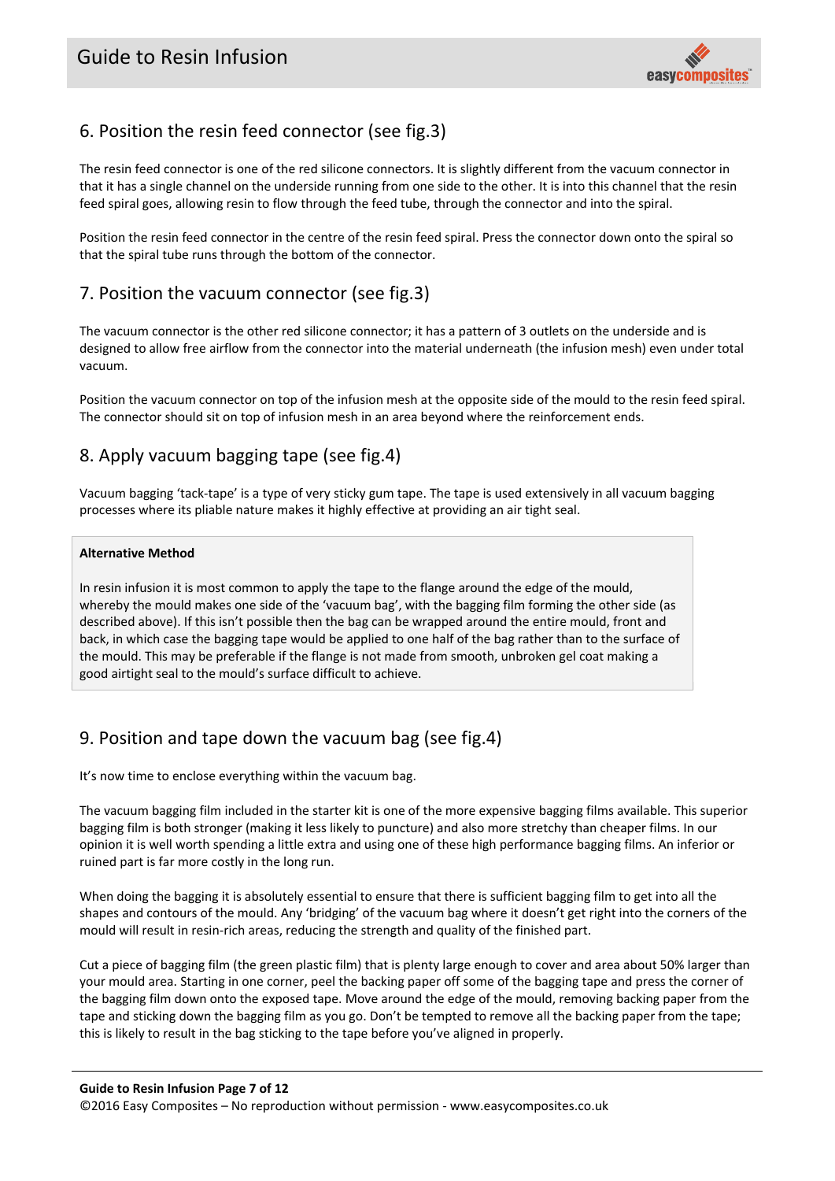## 6. Position the resin feed connector (see fig.3)

The resin feed connector is one of the red silicone connectors. It is slightly different from the vacuum connector in that it has a single channel on the underside running from one side to the other. It is into this channel that the resin feed spiral goes, allowing resin to flow through the feed tube, through the connector and into the spiral.

Position the resin feed connector in the centre of the resin feed spiral. Press the connector down onto the spiral so that the spiral tube runs through the bottom of the connector.

## 7. Position the vacuum connector (see fig.3)

The vacuum connector is the other red silicone connector; it has a pattern of 3 outlets on the underside and is designed to allow free airflow from the connector into the material underneath (the infusion mesh) even under total vacuum.

Position the vacuum connector on top of the infusion mesh at the opposite side of the mould to the resin feed spiral. The connector should sit on top of infusion mesh in an area beyond where the reinforcement ends.

## 8. Apply vacuum bagging tape (see fig.4)

Vacuum bagging 'tack-tape' is a type of very sticky gum tape. The tape is used extensively in all vacuum bagging processes where its pliable nature makes it highly effective at providing an air tight seal.

**Alternative Method**

In resin infusion it is most common to apply the tape to the flange around the edge of the mould, whereby the mould makes one side of the 'vacuum bag', with the bagging film forming the other side (as described above). If this isn't possible then the bag can be wrapped around the entire mould, front and back, in which case the bagging tape would be applied to one half of the bag rather than to the surface of the mould. This may be preferable if the flange is not made from smooth, unbroken gel coat making a good airtight seal to the mould's surface difficult to achieve.

## 9. Position and tape down the vacuum bag (see fig.4)

It's now time to enclose everything within the vacuum bag.

The vacuum bagging film included in the starter kit is one of the more expensive bagging films available. This superior bagging film is both stronger (making it less likely to puncture) and also more stretchy than cheaper films. In our opinion it is well worth spending a little extra and using one of these high performance bagging films. An inferior or ruined part is far more costly in the long run.

When doing the bagging it is absolutely essential to ensure that there is sufficient bagging film to get into all the shapes and contours of the mould. Any 'bridging' of the vacuum bag where it doesn't get right into the corners of the mould will result in resin-rich areas, reducing the strength and quality of the finished part.

Cut a piece of bagging film (the green plastic film) that is plenty large enough to cover and area about 50% larger than your mould area. Starting in one corner, peel the backing paper off some of the bagging tape and press the corner of the bagging film down onto the exposed tape. Move around the edge of the mould, removing backing paper from the tape and sticking down the bagging film as you go. Don't be tempted to remove all the backing paper from the tape; this is likely to result in the bag sticking to the tape before you've aligned in properly.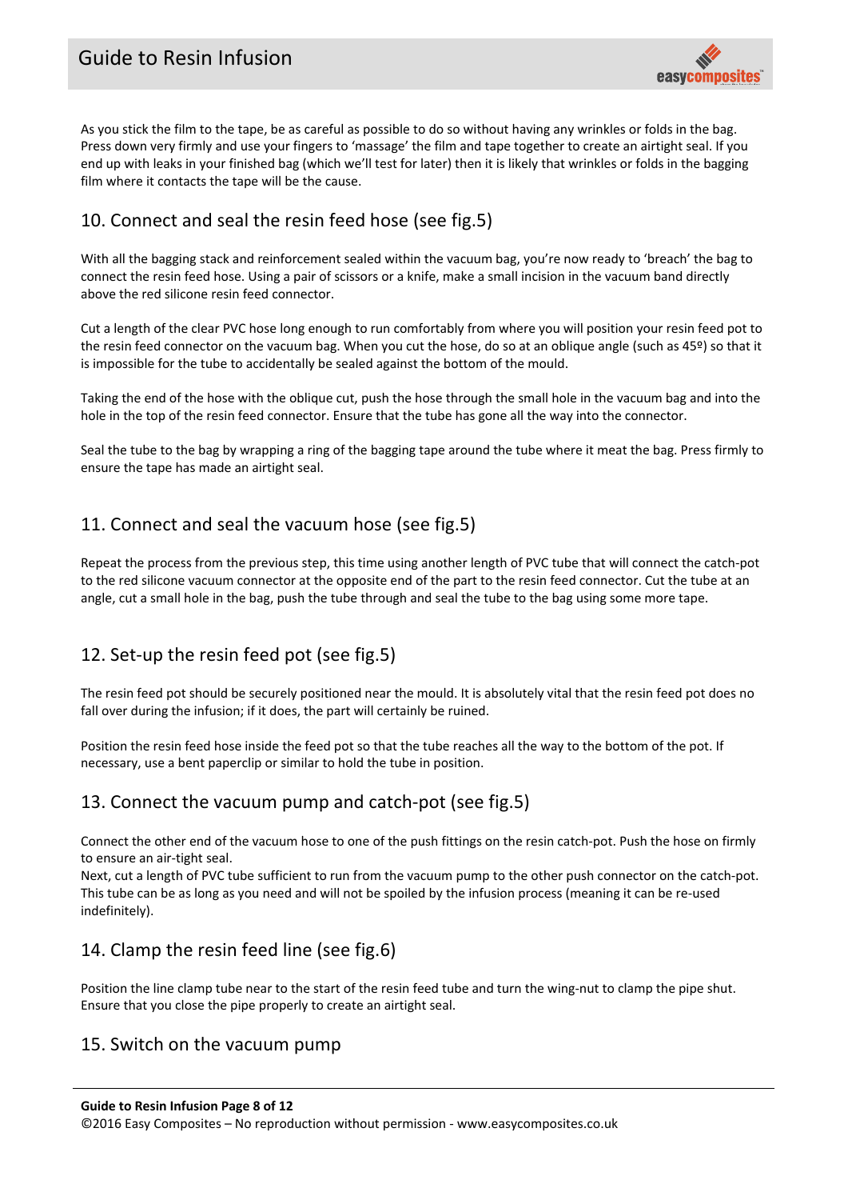As you stick the film to the tape, be as careful as possible to do so without having any wrinkles or folds in the bag. Press down very firmly and use your fingers to 'massage' the film and tape together to create an airtight seal. If you end up with leaks in your finished bag (which we'll test for later) then it is likely that wrinkles or folds in the bagging film where it contacts the tape will be the cause.

## 10. Connect and seal the resin feed hose (see fig.5)

With all the bagging stack and reinforcement sealed within the vacuum bag, you're now ready to 'breach' the bag to connect the resin feed hose. Using a pair of scissors or a knife, make a small incision in the vacuum band directly above the red silicone resin feed connector.

Cut a length of the clear PVC hose long enough to run comfortably from where you will position your resin feed pot to the resin feed connector on the vacuum bag. When you cut the hose, do so at an oblique angle (such as 45º) so that it is impossible for the tube to accidentally be sealed against the bottom of the mould.

Taking the end of the hose with the oblique cut, push the hose through the small hole in the vacuum bag and into the hole in the top of the resin feed connector. Ensure that the tube has gone all the way into the connector.

Seal the tube to the bag by wrapping a ring of the bagging tape around the tube where it meat the bag. Press firmly to ensure the tape has made an airtight seal.

## 11. Connect and seal the vacuum hose (see fig.5)

Repeat the process from the previous step, this time using another length of PVC tube that will connect the catch-pot to the red silicone vacuum connector at the opposite end of the part to the resin feed connector. Cut the tube at an angle, cut a small hole in the bag, push the tube through and seal the tube to the bag using some more tape.

## 12. Set-up the resin feed pot (see fig.5)

The resin feed pot should be securely positioned near the mould. It is absolutely vital that the resin feed pot does no fall over during the infusion; if it does, the part will certainly be ruined.

Position the resin feed hose inside the feed pot so that the tube reaches all the way to the bottom of the pot. If necessary, use a bent paperclip or similar to hold the tube in position.

## 13. Connect the vacuum pump and catch-pot (see fig.5)

Connect the other end of the vacuum hose to one of the push fittings on the resin catch-pot. Push the hose on firmly to ensure an air-tight seal.
Next, cut a length of PVC tube sufficient to run from the vacuum pump to the other push connector on the catch-pot. This tube can be as long as you need and will not be spoiled by the infusion process (meaning it can be re-used indefinitely).

## 14. Clamp the resin feed line (see fig.6)

Position the line clamp tube near to the start of the resin feed tube and turn the wing-nut to clamp the pipe shut. Ensure that you close the pipe properly to create an airtight seal.

## 15. Switch on the vacuum pump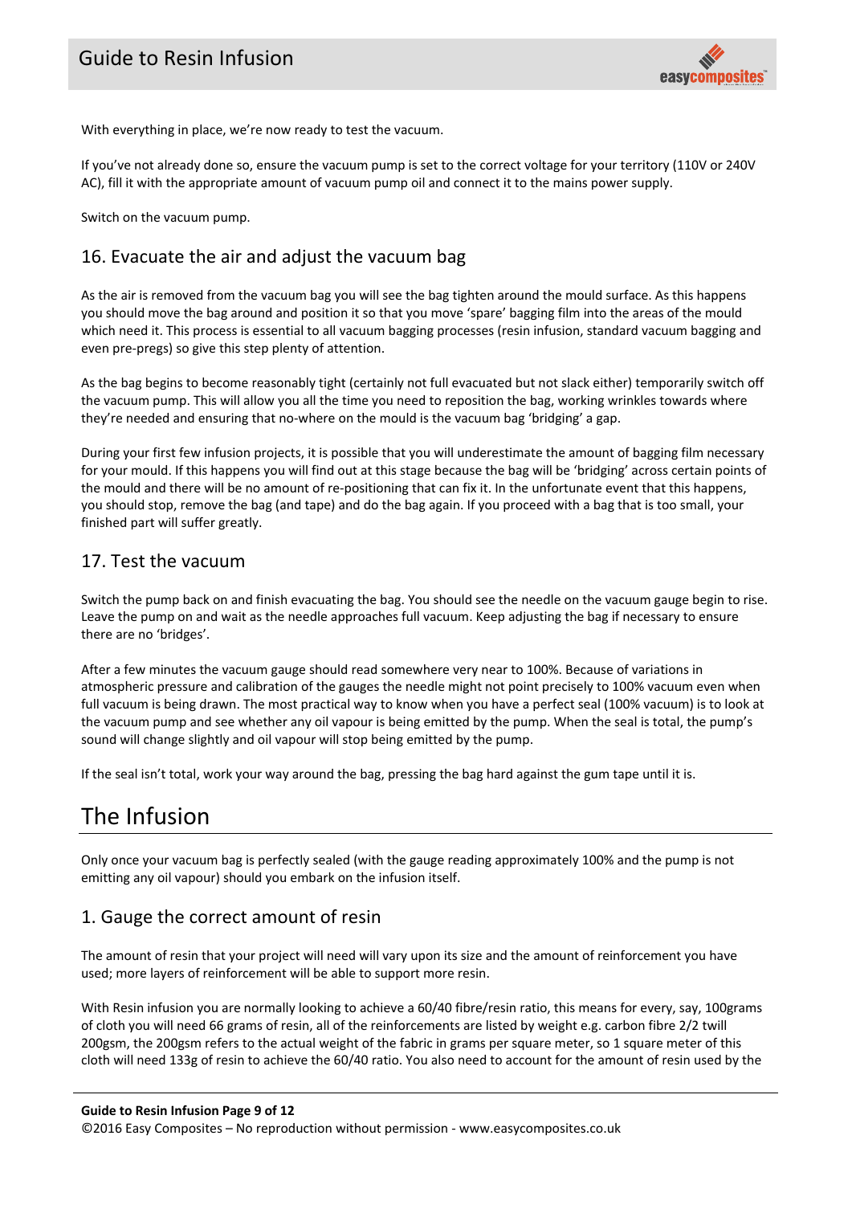With everything in place, we're now ready to test the vacuum.

If you've not already done so, ensure the vacuum pump is set to the correct voltage for your territory (110V or 240V AC), fill it with the appropriate amount of vacuum pump oil and connect it to the mains power supply.

Switch on the vacuum pump.

## 16. Evacuate the air and adjust the vacuum bag

As the air is removed from the vacuum bag you will see the bag tighten around the mould surface. As this happens you should move the bag around and position it so that you move 'spare' bagging film into the areas of the mould which need it. This process is essential to all vacuum bagging processes (resin infusion, standard vacuum bagging and even pre-pregs) so give this step plenty of attention.

As the bag begins to become reasonably tight (certainly not full evacuated but not slack either) temporarily switch off the vacuum pump. This will allow you all the time you need to reposition the bag, working wrinkles towards where they're needed and ensuring that no-where on the mould is the vacuum bag 'bridging' a gap.

During your first few infusion projects, it is possible that you will underestimate the amount of bagging film necessary for your mould. If this happens you will find out at this stage because the bag will be 'bridging' across certain points of the mould and there will be no amount of re-positioning that can fix it. In the unfortunate event that this happens, you should stop, remove the bag (and tape) and do the bag again. If you proceed with a bag that is too small, your finished part will suffer greatly.

## 17. Test the vacuum

Switch the pump back on and finish evacuating the bag. You should see the needle on the vacuum gauge begin to rise. Leave the pump on and wait as the needle approaches full vacuum. Keep adjusting the bag if necessary to ensure there are no 'bridges'.

After a few minutes the vacuum gauge should read somewhere very near to 100%. Because of variations in atmospheric pressure and calibration of the gauges the needle might not point precisely to 100% vacuum even when full vacuum is being drawn. The most practical way to know when you have a perfect seal (100% vacuum) is to look at the vacuum pump and see whether any oil vapour is being emitted by the pump. When the seal is total, the pump's sound will change slightly and oil vapour will stop being emitted by the pump.

If the seal isn't total, work your way around the bag, pressing the bag hard against the gum tape until it is.

# The Infusion

Only once your vacuum bag is perfectly sealed (with the gauge reading approximately 100% and the pump is not emitting any oil vapour) should you embark on the infusion itself.

## 1. Gauge the correct amount of resin

The amount of resin that your project will need will vary upon its size and the amount of reinforcement you have used; more layers of reinforcement will be able to support more resin.

With Resin infusion you are normally looking to achieve a 60/40 fibre/resin ratio, this means for every, say, 100grams of cloth you will need 66 grams of resin, all of the reinforcements are listed by weight e.g. carbon fibre 2/2 twill 200gsm, the 200gsm refers to the actual weight of the fabric in grams per square meter, so 1 square meter of this cloth will need 133g of resin to achieve the 60/40 ratio. You also need to account for the amount of resin used by the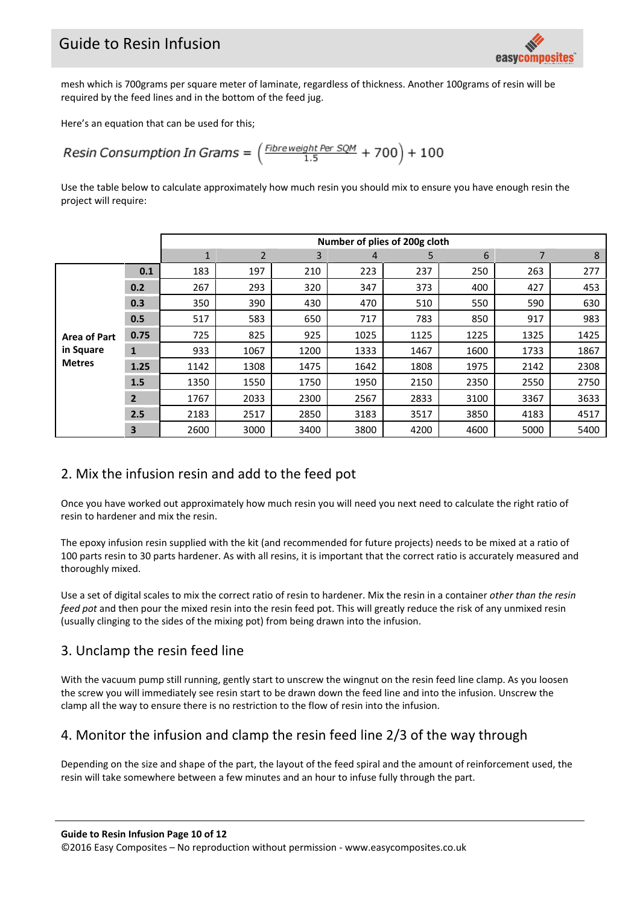mesh which is 700grams per square meter of laminate, regardless of thickness. Another 100grams of resin will be required by the feed lines and in the bottom of the feed jug.

Here's an equation that can be used for this;

$$Resin\ Consumption\ In\ Grams = \left(\frac{Fibre\ weight\ Per\ SQM}{1.5} + 700\right) + 100$$

Use the table below to calculate approximately how much resin you should mix to ensure you have enough resin the project will require:

| | | Number of plies of 200g cloth | | | | | | | |
|---|---|---|---|---|---|---|---|---|---|
| | | 1 | 2 | 3 | 4 | 5 | 6 | 7 | 8 |
| **Area of Part in Square Metres** | **0.1** | 183 | 197 | 210 | 223 | 237 | 250 | 263 | 277 |
| | **0.2** | 267 | 293 | 320 | 347 | 373 | 400 | 427 | 453 |
| | **0.3** | 350 | 390 | 430 | 470 | 510 | 550 | 590 | 630 |
| | **0.5** | 517 | 583 | 650 | 717 | 783 | 850 | 917 | 983 |
| | **0.75** | 725 | 825 | 925 | 1025 | 1125 | 1225 | 1325 | 1425 |
| | **1** | 933 | 1067 | 1200 | 1333 | 1467 | 1600 | 1733 | 1867 |
| | **1.25** | 1142 | 1308 | 1475 | 1642 | 1808 | 1975 | 2142 | 2308 |
| | **1.5** | 1350 | 1550 | 1750 | 1950 | 2150 | 2350 | 2550 | 2750 |
| | **2** | 1767 | 2033 | 2300 | 2567 | 2833 | 3100 | 3367 | 3633 |
| | **2.5** | 2183 | 2517 | 2850 | 3183 | 3517 | 3850 | 4183 | 4517 |
| | **3** | 2600 | 3000 | 3400 | 3800 | 4200 | 4600 | 5000 | 5400 |

## 2. Mix the infusion resin and add to the feed pot

Once you have worked out approximately how much resin you will need you next need to calculate the right ratio of resin to hardener and mix the resin.

The epoxy infusion resin supplied with the kit (and recommended for future projects) needs to be mixed at a ratio of 100 parts resin to 30 parts hardener. As with all resins, it is important that the correct ratio is accurately measured and thoroughly mixed.

Use a set of digital scales to mix the correct ratio of resin to hardener. Mix the resin in a container *other than the resin feed pot* and then pour the mixed resin into the resin feed pot. This will greatly reduce the risk of any unmixed resin (usually clinging to the sides of the mixing pot) from being drawn into the infusion.

## 3. Unclamp the resin feed line

With the vacuum pump still running, gently start to unscrew the wingnut on the resin feed line clamp. As you loosen the screw you will immediately see resin start to be drawn down the feed line and into the infusion. Unscrew the clamp all the way to ensure there is no restriction to the flow of resin into the infusion.

## 4. Monitor the infusion and clamp the resin feed line 2/3 of the way through

Depending on the size and shape of the part, the layout of the feed spiral and the amount of reinforcement used, the resin will take somewhere between a few minutes and an hour to infuse fully through the part.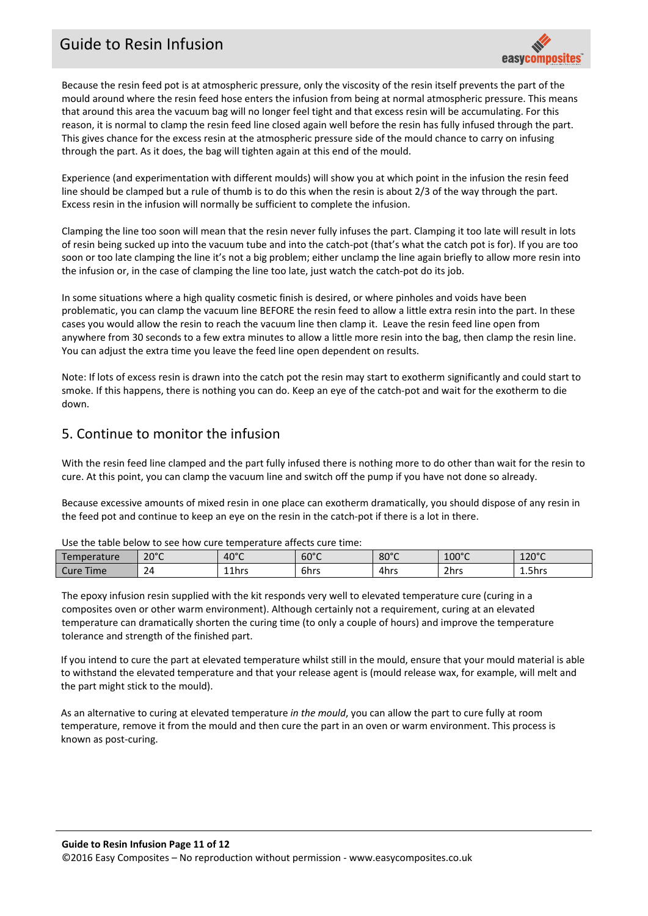Because the resin feed pot is at atmospheric pressure, only the viscosity of the resin itself prevents the part of the mould around where the resin feed hose enters the infusion from being at normal atmospheric pressure. This means that around this area the vacuum bag will no longer feel tight and that excess resin will be accumulating. For this reason, it is normal to clamp the resin feed line closed again well before the resin has fully infused through the part. This gives chance for the excess resin at the atmospheric pressure side of the mould chance to carry on infusing through the part. As it does, the bag will tighten again at this end of the mould.

Experience (and experimentation with different moulds) will show you at which point in the infusion the resin feed line should be clamped but a rule of thumb is to do this when the resin is about 2/3 of the way through the part. Excess resin in the infusion will normally be sufficient to complete the infusion.

Clamping the line too soon will mean that the resin never fully infuses the part. Clamping it too late will result in lots of resin being sucked up into the vacuum tube and into the catch-pot (that's what the catch pot is for). If you are too soon or too late clamping the line it's not a big problem; either unclamp the line again briefly to allow more resin into the infusion or, in the case of clamping the line too late, just watch the catch-pot do its job.

In some situations where a high quality cosmetic finish is desired, or where pinholes and voids have been problematic, you can clamp the vacuum line BEFORE the resin feed to allow a little extra resin into the part. In these cases you would allow the resin to reach the vacuum line then clamp it. Leave the resin feed line open from anywhere from 30 seconds to a few extra minutes to allow a little more resin into the bag, then clamp the resin line. You can adjust the extra time you leave the feed line open dependent on results.

Note: If lots of excess resin is drawn into the catch pot the resin may start to exotherm significantly and could start to smoke. If this happens, there is nothing you can do. Keep an eye of the catch-pot and wait for the exotherm to die down.

## 5. Continue to monitor the infusion

With the resin feed line clamped and the part fully infused there is nothing more to do other than wait for the resin to cure. At this point, you can clamp the vacuum line and switch off the pump if you have not done so already.

Because excessive amounts of mixed resin in one place can exotherm dramatically, you should dispose of any resin in the feed pot and continue to keep an eye on the resin in the catch-pot if there is a lot in there.

Use the table below to see how cure temperature affects cure time:

| Temperature | 20°C | 40°C | 60°C | 80°C | 100°C | 120°C |
|---|---|---|---|---|---|---|
| Cure Time | 24 | 11hrs | 6hrs | 4hrs | 2hrs | 1.5hrs |

The epoxy infusion resin supplied with the kit responds very well to elevated temperature cure (curing in a composites oven or other warm environment). Although certainly not a requirement, curing at an elevated temperature can dramatically shorten the curing time (to only a couple of hours) and improve the temperature tolerance and strength of the finished part.

If you intend to cure the part at elevated temperature whilst still in the mould, ensure that your mould material is able to withstand the elevated temperature and that your release agent is (mould release wax, for example, will melt and the part might stick to the mould).

As an alternative to curing at elevated temperature *in the mould*, you can allow the part to cure fully at room temperature, remove it from the mould and then cure the part in an oven or warm environment. This process is known as post-curing.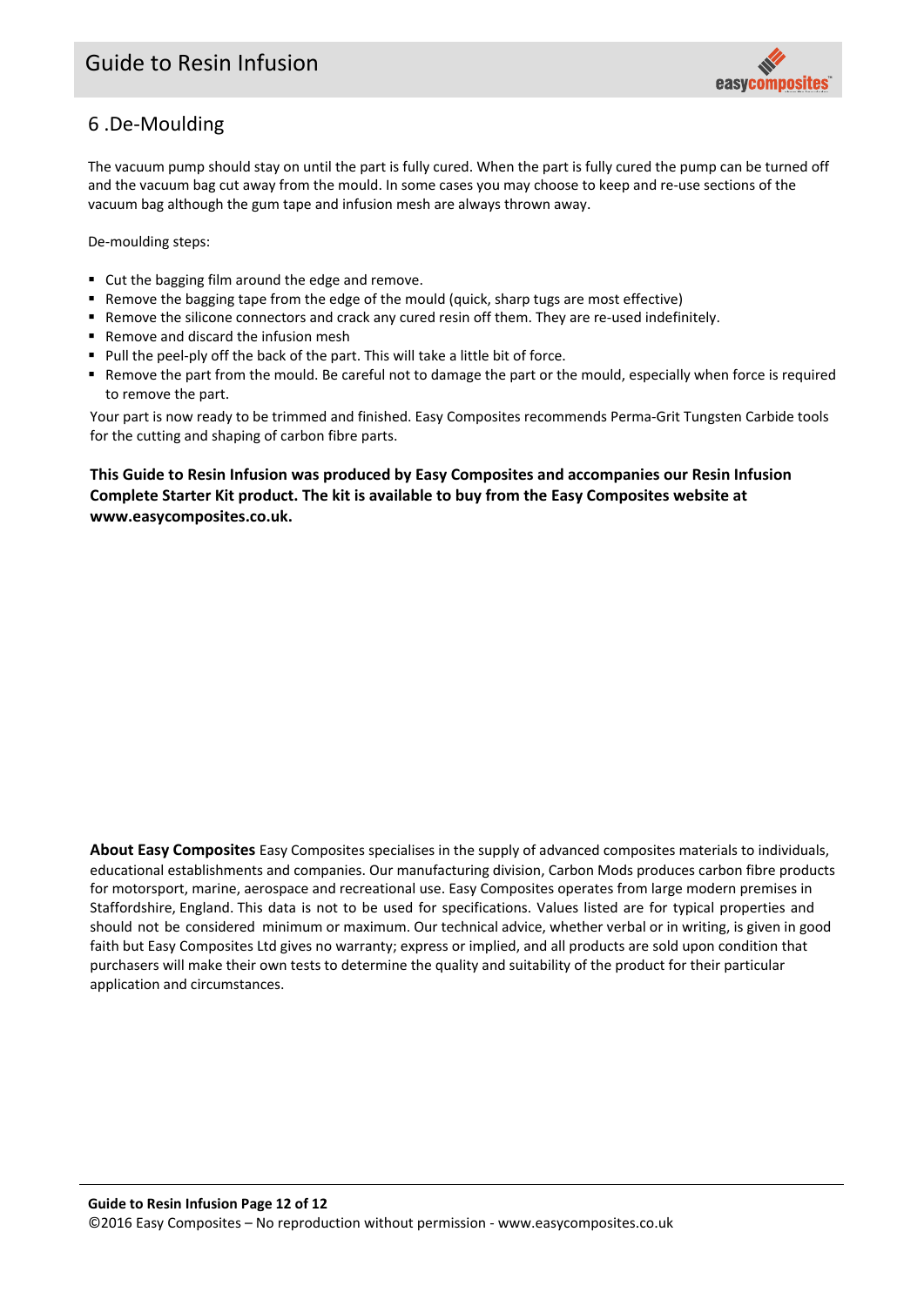## 6 .De-Moulding

The vacuum pump should stay on until the part is fully cured. When the part is fully cured the pump can be turned off and the vacuum bag cut away from the mould. In some cases you may choose to keep and re-use sections of the vacuum bag although the gum tape and infusion mesh are always thrown away.

De-moulding steps:

- Cut the bagging film around the edge and remove.
- Remove the bagging tape from the edge of the mould (quick, sharp tugs are most effective)
- Remove the silicone connectors and crack any cured resin off them. They are re-used indefinitely.
- Remove and discard the infusion mesh
- Pull the peel-ply off the back of the part. This will take a little bit of force.
- Remove the part from the mould. Be careful not to damage the part or the mould, especially when force is required to remove the part.

Your part is now ready to be trimmed and finished. Easy Composites recommends Perma-Grit Tungsten Carbide tools for the cutting and shaping of carbon fibre parts.

**This Guide to Resin Infusion was produced by Easy Composites and accompanies our Resin Infusion Complete Starter Kit product. The kit is available to buy from the Easy Composites website at www.easycomposites.co.uk.**

**About Easy Composites** Easy Composites specialises in the supply of advanced composites materials to individuals, educational establishments and companies. Our manufacturing division, Carbon Mods produces carbon fibre products for motorsport, marine, aerospace and recreational use. Easy Composites operates from large modern premises in Staffordshire, England. This data is not to be used for specifications. Values listed are for typical properties and should not be considered minimum or maximum. Our technical advice, whether verbal or in writing, is given in good faith but Easy Composites Ltd gives no warranty; express or implied, and all products are sold upon condition that purchasers will make their own tests to determine the quality and suitability of the product for their particular application and circumstances.